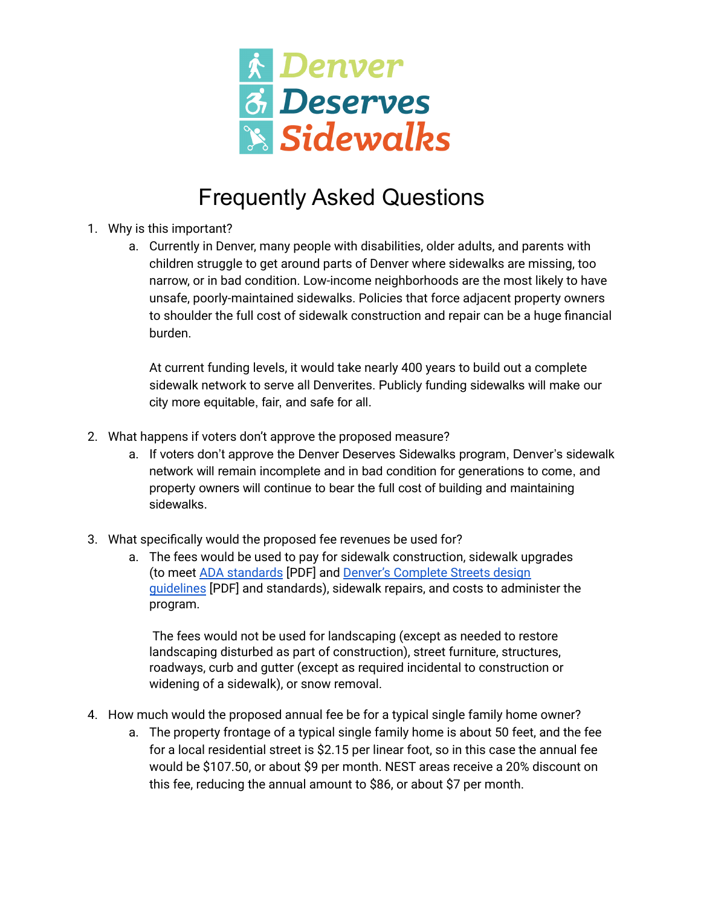# Denver Deserves Sidewalks

## Frequently Asked Questions

1. Why is this important?
   a. Currently in Denver, many people with disabilities, older adults, and parents with children struggle to get around parts of Denver where sidewalks are missing, too narrow, or in bad condition. Low-income neighborhoods are the most likely to have unsafe, poorly-maintained sidewalks. Policies that force adjacent property owners to shoulder the full cost of sidewalk construction and repair can be a huge financial burden.

      At current funding levels, it would take nearly 400 years to build out a complete sidewalk network to serve all Denverites. Publicly funding sidewalks will make our city more equitable, fair, and safe for all.

2. What happens if voters don't approve the proposed measure?
   a. If voters don't approve the Denver Deserves Sidewalks program, Denver's sidewalk network will remain incomplete and in bad condition for generations to come, and property owners will continue to bear the full cost of building and maintaining sidewalks.

3. What specifically would the proposed fee revenues be used for?
   a. The fees would be used to pay for sidewalk construction, sidewalk upgrades (to meet ADA standards [PDF] and Denver's Complete Streets design guidelines [PDF] and standards), sidewalk repairs, and costs to administer the program.

      The fees would not be used for landscaping (except as needed to restore landscaping disturbed as part of construction), street furniture, structures, roadways, curb and gutter (except as required incidental to construction or widening of a sidewalk), or snow removal.

4. How much would the proposed annual fee be for a typical single family home owner?
   a. The property frontage of a typical single family home is about 50 feet, and the fee for a local residential street is $2.15 per linear foot, so in this case the annual fee would be $107.50, or about $9 per month. NEST areas receive a 20% discount on this fee, reducing the annual amount to $86, or about $7 per month.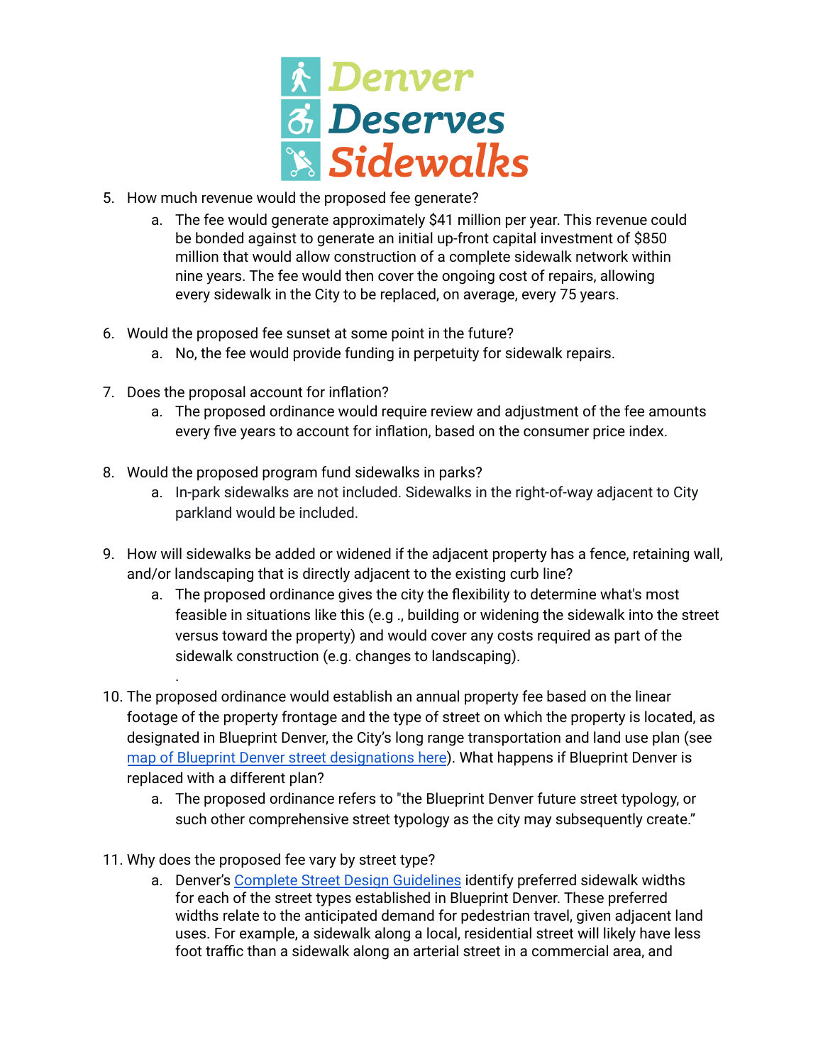5. How much revenue would the proposed fee generate?
    a. The fee would generate approximately $41 million per year. This revenue could be bonded against to generate an initial up-front capital investment of $850 million that would allow construction of a complete sidewalk network within nine years. The fee would then cover the ongoing cost of repairs, allowing every sidewalk in the City to be replaced, on average, every 75 years.

6. Would the proposed fee sunset at some point in the future?
    a. No, the fee would provide funding in perpetuity for sidewalk repairs.

7. Does the proposal account for inflation?
    a. The proposed ordinance would require review and adjustment of the fee amounts every five years to account for inflation, based on the consumer price index.

8. Would the proposed program fund sidewalks in parks?
    a. In-park sidewalks are not included. Sidewalks in the right-of-way adjacent to City parkland would be included.

9. How will sidewalks be added or widened if the adjacent property has a fence, retaining wall, and/or landscaping that is directly adjacent to the existing curb line?
    a. The proposed ordinance gives the city the flexibility to determine what's most feasible in situations like this (e.g ., building or widening the sidewalk into the street versus toward the property) and would cover any costs required as part of the sidewalk construction (e.g. changes to landscaping).

10. The proposed ordinance would establish an annual property fee based on the linear footage of the property frontage and the type of street on which the property is located, as designated in Blueprint Denver, the City's long range transportation and land use plan (see [map of Blueprint Denver street designations here](#)). What happens if Blueprint Denver is replaced with a different plan?
    a. The proposed ordinance refers to "the Blueprint Denver future street typology, or such other comprehensive street typology as the city may subsequently create."

11. Why does the proposed fee vary by street type?
    a. Denver's [Complete Street Design Guidelines](#) identify preferred sidewalk widths for each of the street types established in Blueprint Denver. These preferred widths relate to the anticipated demand for pedestrian travel, given adjacent land uses. For example, a sidewalk along a local, residential street will likely have less foot traffic than a sidewalk along an arterial street in a commercial area, and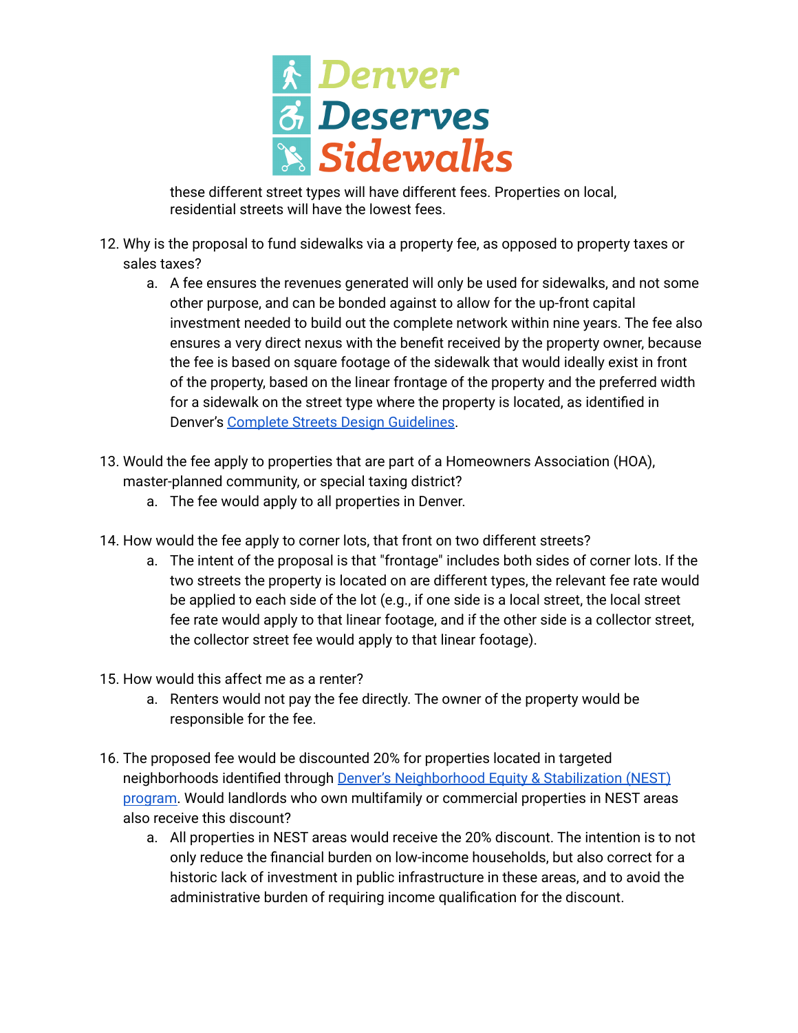these different street types will have different fees. Properties on local, residential streets will have the lowest fees.

12. Why is the proposal to fund sidewalks via a property fee, as opposed to property taxes or sales taxes?
    a. A fee ensures the revenues generated will only be used for sidewalks, and not some other purpose, and can be bonded against to allow for the up-front capital investment needed to build out the complete network within nine years. The fee also ensures a very direct nexus with the benefit received by the property owner, because the fee is based on square footage of the sidewalk that would ideally exist in front of the property, based on the linear frontage of the property and the preferred width for a sidewalk on the street type where the property is located, as identified in Denver's Complete Streets Design Guidelines.

13. Would the fee apply to properties that are part of a Homeowners Association (HOA), master-planned community, or special taxing district?
    a. The fee would apply to all properties in Denver.

14. How would the fee apply to corner lots, that front on two different streets?
    a. The intent of the proposal is that "frontage" includes both sides of corner lots. If the two streets the property is located on are different types, the relevant fee rate would be applied to each side of the lot (e.g., if one side is a local street, the local street fee rate would apply to that linear footage, and if the other side is a collector street, the collector street fee would apply to that linear footage).

15. How would this affect me as a renter?
    a. Renters would not pay the fee directly. The owner of the property would be responsible for the fee.

16. The proposed fee would be discounted 20% for properties located in targeted neighborhoods identified through Denver's Neighborhood Equity & Stabilization (NEST) program. Would landlords who own multifamily or commercial properties in NEST areas also receive this discount?
    a. All properties in NEST areas would receive the 20% discount. The intention is to not only reduce the financial burden on low-income households, but also correct for a historic lack of investment in public infrastructure in these areas, and to avoid the administrative burden of requiring income qualification for the discount.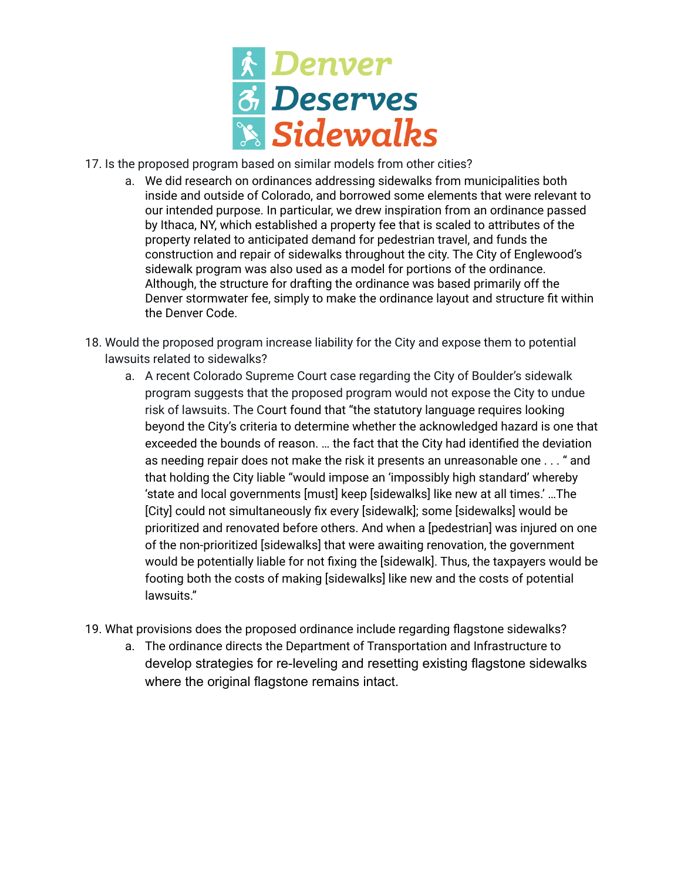Denver Deserves Sidewalks

17. Is the proposed program based on similar models from other cities?
    a. We did research on ordinances addressing sidewalks from municipalities both inside and outside of Colorado, and borrowed some elements that were relevant to our intended purpose. In particular, we drew inspiration from an ordinance passed by Ithaca, NY, which established a property fee that is scaled to attributes of the property related to anticipated demand for pedestrian travel, and funds the construction and repair of sidewalks throughout the city. The City of Englewood's sidewalk program was also used as a model for portions of the ordinance. Although, the structure for drafting the ordinance was based primarily off the Denver stormwater fee, simply to make the ordinance layout and structure fit within the Denver Code.

18. Would the proposed program increase liability for the City and expose them to potential lawsuits related to sidewalks?
    a. A recent Colorado Supreme Court case regarding the City of Boulder's sidewalk program suggests that the proposed program would not expose the City to undue risk of lawsuits. The Court found that "the statutory language requires looking beyond the City's criteria to determine whether the acknowledged hazard is one that exceeded the bounds of reason. … the fact that the City had identified the deviation as needing repair does not make the risk it presents an unreasonable one . . . " and that holding the City liable "would impose an 'impossibly high standard' whereby 'state and local governments [must] keep [sidewalks] like new at all times.' …The [City] could not simultaneously fix every [sidewalk]; some [sidewalks] would be prioritized and renovated before others. And when a [pedestrian] was injured on one of the non-prioritized [sidewalks] that were awaiting renovation, the government would be potentially liable for not fixing the [sidewalk]. Thus, the taxpayers would be footing both the costs of making [sidewalks] like new and the costs of potential lawsuits."

19. What provisions does the proposed ordinance include regarding flagstone sidewalks?
    a. The ordinance directs the Department of Transportation and Infrastructure to develop strategies for re-leveling and resetting existing flagstone sidewalks where the original flagstone remains intact.